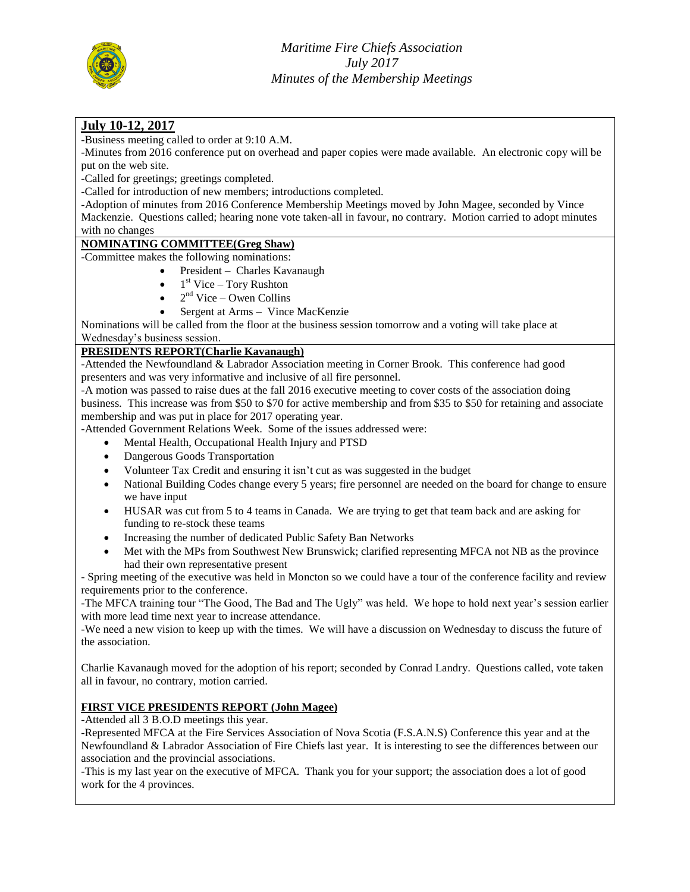*Maritime Fire Chiefs Association*
*July 2017*
*Minutes of the Membership Meetings*

## July 10-12, 2017

-Business meeting called to order at 9:10 A.M.

-Minutes from 2016 conference put on overhead and paper copies were made available. An electronic copy will be put on the web site.

-Called for greetings; greetings completed.

-Called for introduction of new members; introductions completed.

-Adoption of minutes from 2016 Conference Membership Meetings moved by John Magee, seconded by Vince Mackenzie. Questions called; hearing none vote taken-all in favour, no contrary. Motion carried to adopt minutes with no changes

### NOMINATING COMMITTEE(Greg Shaw)

-Committee makes the following nominations:

- President – Charles Kavanaugh
- 1st Vice – Tory Rushton
- 2nd Vice – Owen Collins
- Sergent at Arms – Vince MacKenzie

Nominations will be called from the floor at the business session tomorrow and a voting will take place at Wednesday's business session.

### PRESIDENTS REPORT(Charlie Kavanaugh)

-Attended the Newfoundland & Labrador Association meeting in Corner Brook. This conference had good presenters and was very informative and inclusive of all fire personnel.

-A motion was passed to raise dues at the fall 2016 executive meeting to cover costs of the association doing business. This increase was from $50 to $70 for active membership and from $35 to $50 for retaining and associate membership and was put in place for 2017 operating year.

-Attended Government Relations Week. Some of the issues addressed were:

- Mental Health, Occupational Health Injury and PTSD
- Dangerous Goods Transportation
- Volunteer Tax Credit and ensuring it isn't cut as was suggested in the budget
- National Building Codes change every 5 years; fire personnel are needed on the board for change to ensure we have input
- HUSAR was cut from 5 to 4 teams in Canada. We are trying to get that team back and are asking for funding to re-stock these teams
- Increasing the number of dedicated Public Safety Ban Networks
- Met with the MPs from Southwest New Brunswick; clarified representing MFCA not NB as the province had their own representative present

- Spring meeting of the executive was held in Moncton so we could have a tour of the conference facility and review requirements prior to the conference.

-The MFCA training tour "The Good, The Bad and The Ugly" was held. We hope to hold next year's session earlier with more lead time next year to increase attendance.

-We need a new vision to keep up with the times. We will have a discussion on Wednesday to discuss the future of the association.

Charlie Kavanaugh moved for the adoption of his report; seconded by Conrad Landry. Questions called, vote taken all in favour, no contrary, motion carried.

### FIRST VICE PRESIDENTS REPORT (John Magee)

-Attended all 3 B.O.D meetings this year.

-Represented MFCA at the Fire Services Association of Nova Scotia (F.S.A.N.S) Conference this year and at the Newfoundland & Labrador Association of Fire Chiefs last year. It is interesting to see the differences between our association and the provincial associations.

-This is my last year on the executive of MFCA. Thank you for your support; the association does a lot of good work for the 4 provinces.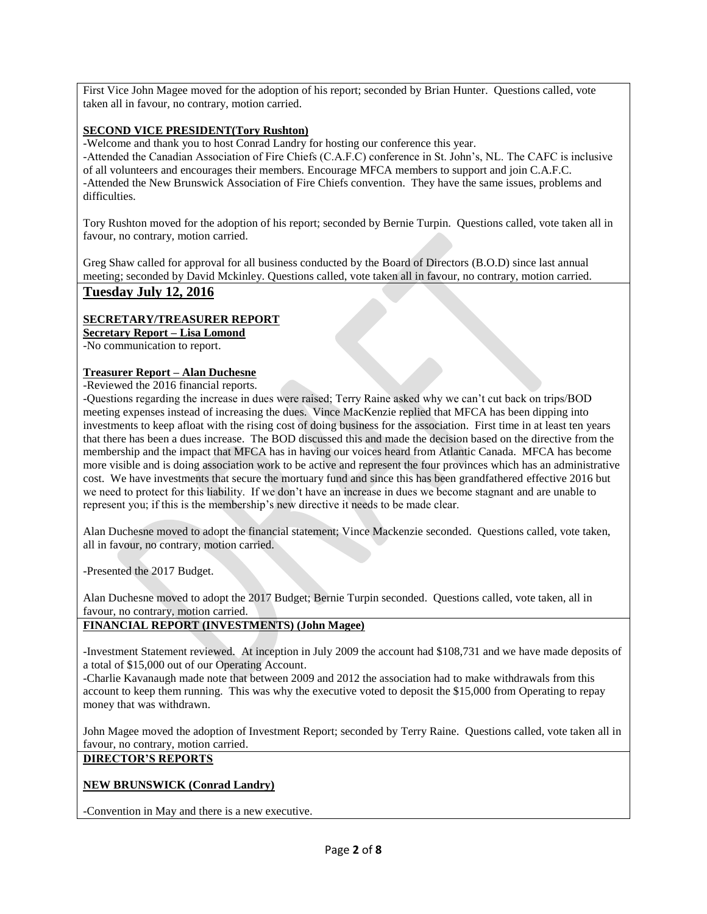First Vice John Magee moved for the adoption of his report; seconded by Brian Hunter. Questions called, vote taken all in favour, no contrary, motion carried.

**SECOND VICE PRESIDENT(Tory Rushton)**

-Welcome and thank you to host Conrad Landry for hosting our conference this year.
-Attended the Canadian Association of Fire Chiefs (C.A.F.C) conference in St. John's, NL. The CAFC is inclusive of all volunteers and encourages their members. Encourage MFCA members to support and join C.A.F.C.
-Attended the New Brunswick Association of Fire Chiefs convention. They have the same issues, problems and difficulties.

Tory Rushton moved for the adoption of his report; seconded by Bernie Turpin. Questions called, vote taken all in favour, no contrary, motion carried.

Greg Shaw called for approval for all business conducted by the Board of Directors (B.O.D) since last annual meeting; seconded by David Mckinley. Questions called, vote taken all in favour, no contrary, motion carried.

## Tuesday July 12, 2016

**SECRETARY/TREASURER REPORT**

**Secretary Report – Lisa Lomond**

-No communication to report.

**Treasurer Report – Alan Duchesne**

-Reviewed the 2016 financial reports.
-Questions regarding the increase in dues were raised; Terry Raine asked why we can't cut back on trips/BOD meeting expenses instead of increasing the dues. Vince MacKenzie replied that MFCA has been dipping into investments to keep afloat with the rising cost of doing business for the association. First time in at least ten years that there has been a dues increase. The BOD discussed this and made the decision based on the directive from the membership and the impact that MFCA has in having our voices heard from Atlantic Canada. MFCA has become more visible and is doing association work to be active and represent the four provinces which has an administrative cost. We have investments that secure the mortuary fund and since this has been grandfathered effective 2016 but we need to protect for this liability. If we don't have an increase in dues we become stagnant and are unable to represent you; if this is the membership's new directive it needs to be made clear.

Alan Duchesne moved to adopt the financial statement; Vince Mackenzie seconded. Questions called, vote taken, all in favour, no contrary, motion carried.

-Presented the 2017 Budget.

Alan Duchesne moved to adopt the 2017 Budget; Bernie Turpin seconded. Questions called, vote taken, all in favour, no contrary, motion carried.

**FINANCIAL REPORT (INVESTMENTS) (John Magee)**

-Investment Statement reviewed. At inception in July 2009 the account had $108,731 and we have made deposits of a total of $15,000 out of our Operating Account.
-Charlie Kavanaugh made note that between 2009 and 2012 the association had to make withdrawals from this account to keep them running. This was why the executive voted to deposit the $15,000 from Operating to repay money that was withdrawn.

John Magee moved the adoption of Investment Report; seconded by Terry Raine. Questions called, vote taken all in favour, no contrary, motion carried.

**DIRECTOR'S REPORTS**

**NEW BRUNSWICK (Conrad Landry)**

-Convention in May and there is a new executive.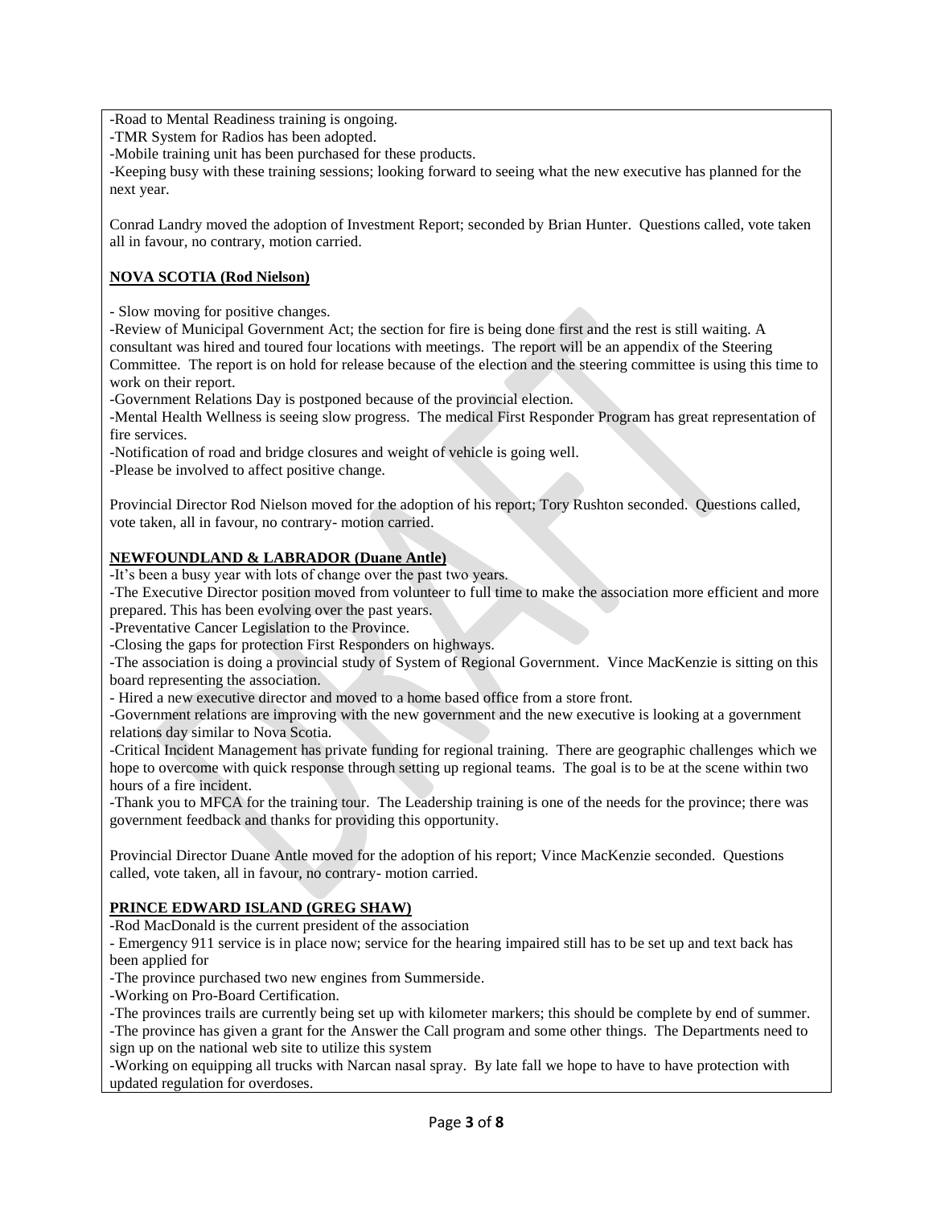-Road to Mental Readiness training is ongoing.
-TMR System for Radios has been adopted.
-Mobile training unit has been purchased for these products.
-Keeping busy with these training sessions; looking forward to seeing what the new executive has planned for the next year.

Conrad Landry moved the adoption of Investment Report; seconded by Brian Hunter. Questions called, vote taken all in favour, no contrary, motion carried.

**NOVA SCOTIA (Rod Nielson)**

- Slow moving for positive changes.
-Review of Municipal Government Act; the section for fire is being done first and the rest is still waiting. A consultant was hired and toured four locations with meetings. The report will be an appendix of the Steering Committee. The report is on hold for release because of the election and the steering committee is using this time to work on their report.
-Government Relations Day is postponed because of the provincial election.
-Mental Health Wellness is seeing slow progress. The medical First Responder Program has great representation of fire services.
-Notification of road and bridge closures and weight of vehicle is going well.
-Please be involved to affect positive change.

Provincial Director Rod Nielson moved for the adoption of his report; Tory Rushton seconded. Questions called, vote taken, all in favour, no contrary- motion carried.

**NEWFOUNDLAND & LABRADOR (Duane Antle)**

-It's been a busy year with lots of change over the past two years.
-The Executive Director position moved from volunteer to full time to make the association more efficient and more prepared. This has been evolving over the past years.
-Preventative Cancer Legislation to the Province.
-Closing the gaps for protection First Responders on highways.
-The association is doing a provincial study of System of Regional Government. Vince MacKenzie is sitting on this board representing the association.
- Hired a new executive director and moved to a home based office from a store front.
-Government relations are improving with the new government and the new executive is looking at a government relations day similar to Nova Scotia.
-Critical Incident Management has private funding for regional training. There are geographic challenges which we hope to overcome with quick response through setting up regional teams. The goal is to be at the scene within two hours of a fire incident.
-Thank you to MFCA for the training tour. The Leadership training is one of the needs for the province; there was government feedback and thanks for providing this opportunity.

Provincial Director Duane Antle moved for the adoption of his report; Vince MacKenzie seconded. Questions called, vote taken, all in favour, no contrary- motion carried.

**PRINCE EDWARD ISLAND (GREG SHAW)**

-Rod MacDonald is the current president of the association
- Emergency 911 service is in place now; service for the hearing impaired still has to be set up and text back has been applied for
-The province purchased two new engines from Summerside.
-Working on Pro-Board Certification.
-The provinces trails are currently being set up with kilometer markers; this should be complete by end of summer.
-The province has given a grant for the Answer the Call program and some other things. The Departments need to sign up on the national web site to utilize this system
-Working on equipping all trucks with Narcan nasal spray. By late fall we hope to have to have protection with updated regulation for overdoses.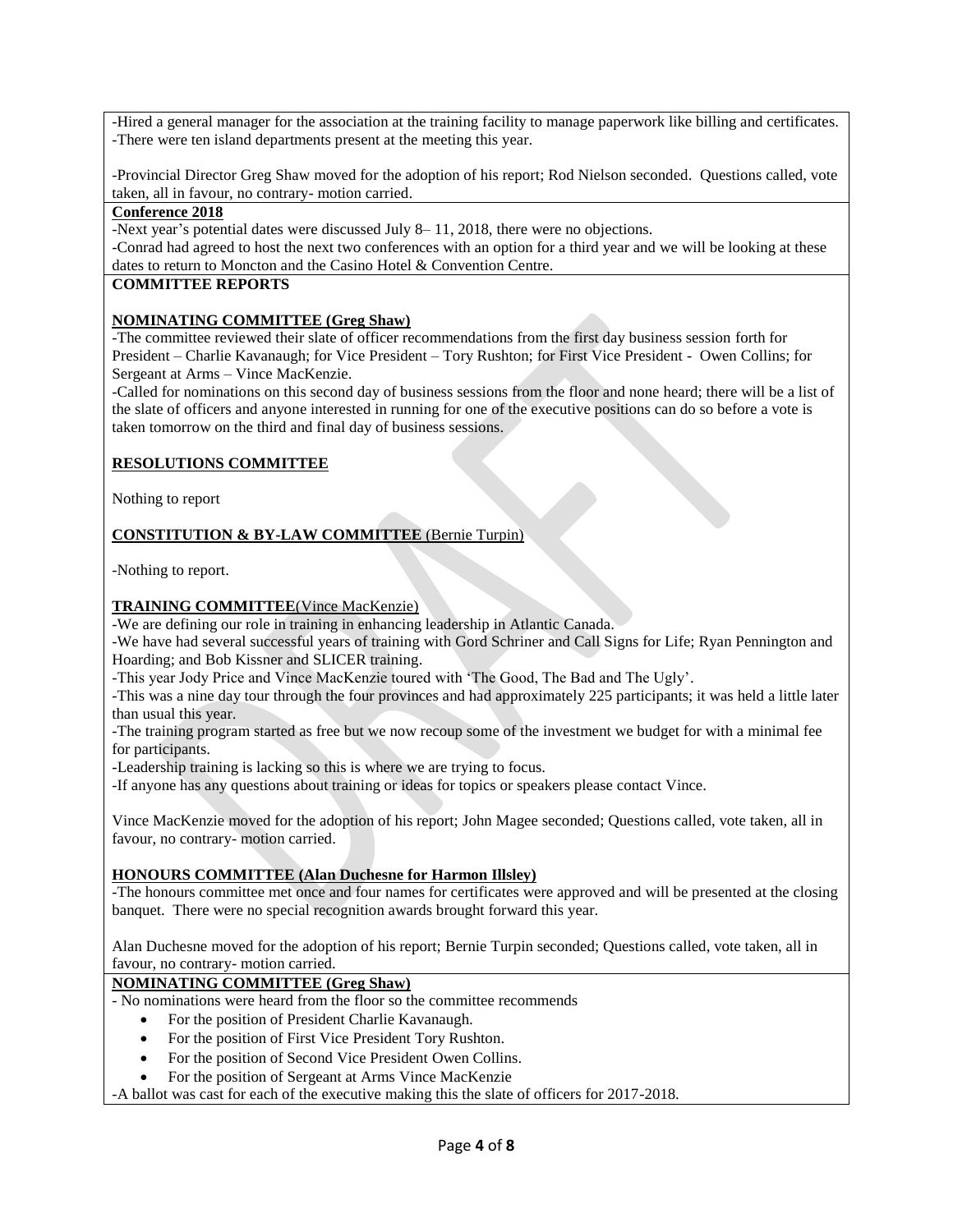-Hired a general manager for the association at the training facility to manage paperwork like billing and certificates.
-There were ten island departments present at the meeting this year.

-Provincial Director Greg Shaw moved for the adoption of his report; Rod Nielson seconded. Questions called, vote taken, all in favour, no contrary- motion carried.

**Conference 2018**

-Next year's potential dates were discussed July 8– 11, 2018, there were no objections.
-Conrad had agreed to host the next two conferences with an option for a third year and we will be looking at these dates to return to Moncton and the Casino Hotel & Convention Centre.

**COMMITTEE REPORTS**

**NOMINATING COMMITTEE (Greg Shaw)**

-The committee reviewed their slate of officer recommendations from the first day business session forth for President – Charlie Kavanaugh; for Vice President – Tory Rushton; for First Vice President - Owen Collins; for Sergeant at Arms – Vince MacKenzie.
-Called for nominations on this second day of business sessions from the floor and none heard; there will be a list of the slate of officers and anyone interested in running for one of the executive positions can do so before a vote is taken tomorrow on the third and final day of business sessions.

**RESOLUTIONS COMMITTEE**

Nothing to report

**CONSTITUTION & BY-LAW COMMITTEE** (Bernie Turpin)

-Nothing to report.

**TRAINING COMMITTEE**(Vince MacKenzie)

-We are defining our role in training in enhancing leadership in Atlantic Canada.
-We have had several successful years of training with Gord Schriner and Call Signs for Life; Ryan Pennington and Hoarding; and Bob Kissner and SLICER training.
-This year Jody Price and Vince MacKenzie toured with 'The Good, The Bad and The Ugly'.
-This was a nine day tour through the four provinces and had approximately 225 participants; it was held a little later than usual this year.
-The training program started as free but we now recoup some of the investment we budget for with a minimal fee for participants.
-Leadership training is lacking so this is where we are trying to focus.
-If anyone has any questions about training or ideas for topics or speakers please contact Vince.

Vince MacKenzie moved for the adoption of his report; John Magee seconded; Questions called, vote taken, all in favour, no contrary- motion carried.

**HONOURS COMMITTEE (Alan Duchesne for Harmon Illsley)**

-The honours committee met once and four names for certificates were approved and will be presented at the closing banquet. There were no special recognition awards brought forward this year.

Alan Duchesne moved for the adoption of his report; Bernie Turpin seconded; Questions called, vote taken, all in favour, no contrary- motion carried.

**NOMINATING COMMITTEE (Greg Shaw)**

- No nominations were heard from the floor so the committee recommends
  - For the position of President Charlie Kavanaugh.
  - For the position of First Vice President Tory Rushton.
  - For the position of Second Vice President Owen Collins.
  - For the position of Sergeant at Arms Vince MacKenzie

-A ballot was cast for each of the executive making this the slate of officers for 2017-2018.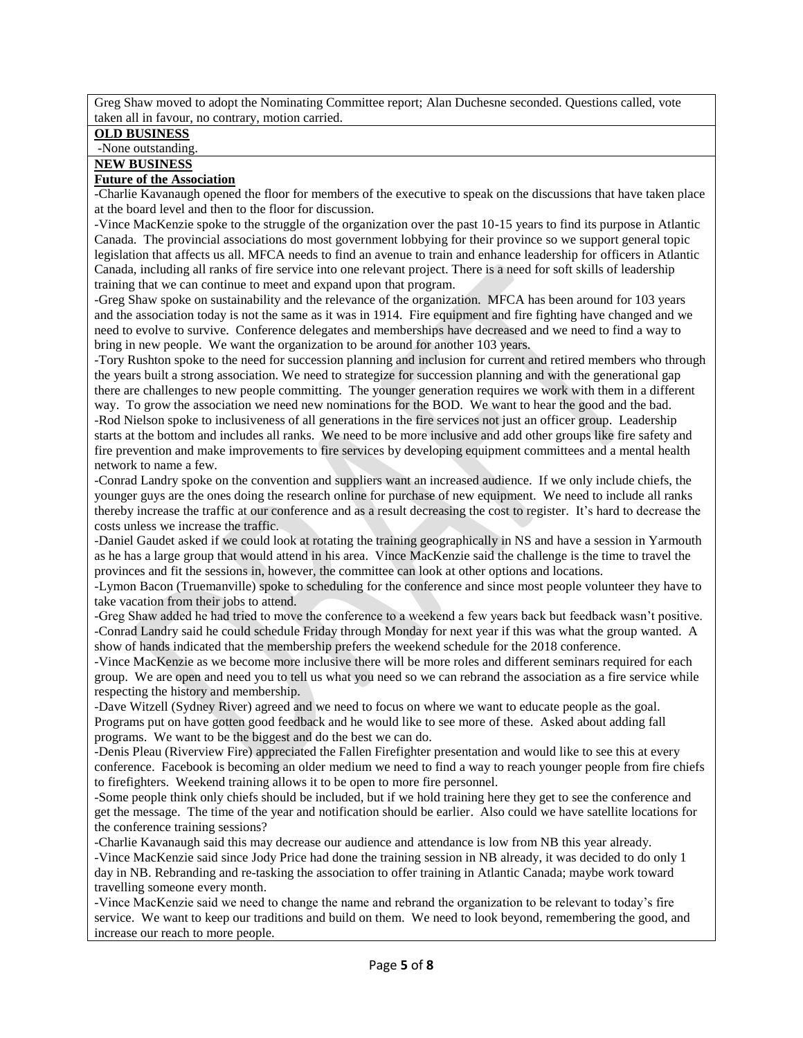Greg Shaw moved to adopt the Nominating Committee report; Alan Duchesne seconded. Questions called, vote taken all in favour, no contrary, motion carried.

**OLD BUSINESS**

-None outstanding.

**NEW BUSINESS**

**Future of the Association**

-Charlie Kavanaugh opened the floor for members of the executive to speak on the discussions that have taken place at the board level and then to the floor for discussion.

-Vince MacKenzie spoke to the struggle of the organization over the past 10-15 years to find its purpose in Atlantic Canada. The provincial associations do most government lobbying for their province so we support general topic legislation that affects us all. MFCA needs to find an avenue to train and enhance leadership for officers in Atlantic Canada, including all ranks of fire service into one relevant project. There is a need for soft skills of leadership training that we can continue to meet and expand upon that program.

-Greg Shaw spoke on sustainability and the relevance of the organization. MFCA has been around for 103 years and the association today is not the same as it was in 1914. Fire equipment and fire fighting have changed and we need to evolve to survive. Conference delegates and memberships have decreased and we need to find a way to bring in new people. We want the organization to be around for another 103 years.

-Tory Rushton spoke to the need for succession planning and inclusion for current and retired members who through the years built a strong association. We need to strategize for succession planning and with the generational gap there are challenges to new people committing. The younger generation requires we work with them in a different way. To grow the association we need new nominations for the BOD. We want to hear the good and the bad.

-Rod Nielson spoke to inclusiveness of all generations in the fire services not just an officer group. Leadership starts at the bottom and includes all ranks. We need to be more inclusive and add other groups like fire safety and fire prevention and make improvements to fire services by developing equipment committees and a mental health network to name a few.

-Conrad Landry spoke on the convention and suppliers want an increased audience. If we only include chiefs, the younger guys are the ones doing the research online for purchase of new equipment. We need to include all ranks thereby increase the traffic at our conference and as a result decreasing the cost to register. It's hard to decrease the costs unless we increase the traffic.

-Daniel Gaudet asked if we could look at rotating the training geographically in NS and have a session in Yarmouth as he has a large group that would attend in his area. Vince MacKenzie said the challenge is the time to travel the provinces and fit the sessions in, however, the committee can look at other options and locations.

-Lymon Bacon (Truemanville) spoke to scheduling for the conference and since most people volunteer they have to take vacation from their jobs to attend.

-Greg Shaw added he had tried to move the conference to a weekend a few years back but feedback wasn't positive.

-Conrad Landry said he could schedule Friday through Monday for next year if this was what the group wanted. A show of hands indicated that the membership prefers the weekend schedule for the 2018 conference.

-Vince MacKenzie as we become more inclusive there will be more roles and different seminars required for each group. We are open and need you to tell us what you need so we can rebrand the association as a fire service while respecting the history and membership.

-Dave Witzell (Sydney River) agreed and we need to focus on where we want to educate people as the goal. Programs put on have gotten good feedback and he would like to see more of these. Asked about adding fall programs. We want to be the biggest and do the best we can do.

-Denis Pleau (Riverview Fire) appreciated the Fallen Firefighter presentation and would like to see this at every conference. Facebook is becoming an older medium we need to find a way to reach younger people from fire chiefs to firefighters. Weekend training allows it to be open to more fire personnel.

-Some people think only chiefs should be included, but if we hold training here they get to see the conference and get the message. The time of the year and notification should be earlier. Also could we have satellite locations for the conference training sessions?

-Charlie Kavanaugh said this may decrease our audience and attendance is low from NB this year already.

-Vince MacKenzie said since Jody Price had done the training session in NB already, it was decided to do only 1 day in NB. Rebranding and re-tasking the association to offer training in Atlantic Canada; maybe work toward travelling someone every month.

-Vince MacKenzie said we need to change the name and rebrand the organization to be relevant to today's fire service. We want to keep our traditions and build on them. We need to look beyond, remembering the good, and increase our reach to more people.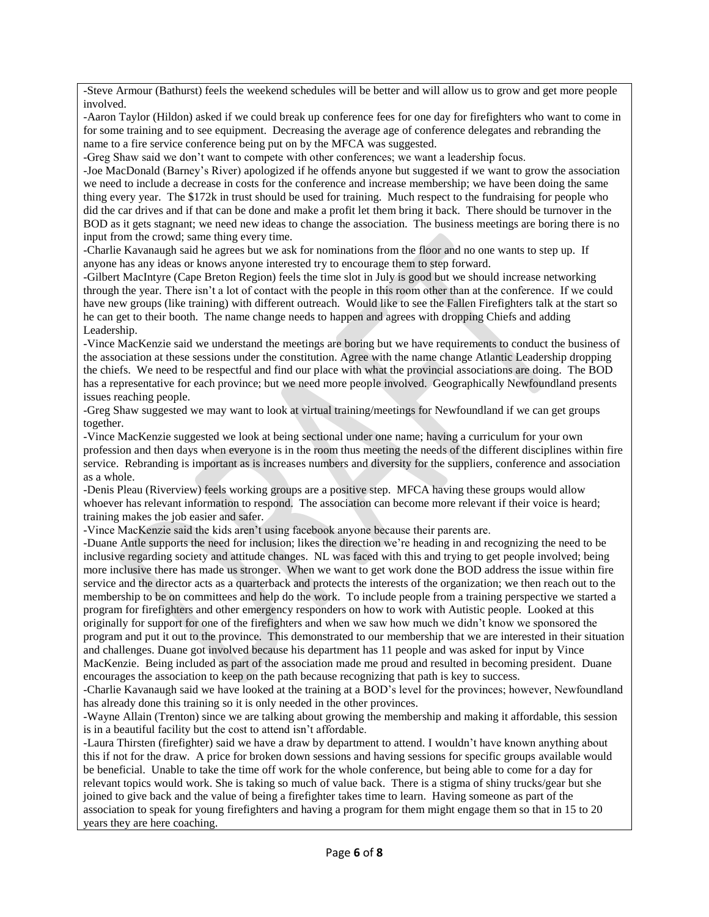-Steve Armour (Bathurst) feels the weekend schedules will be better and will allow us to grow and get more people involved.

-Aaron Taylor (Hildon) asked if we could break up conference fees for one day for firefighters who want to come in for some training and to see equipment. Decreasing the average age of conference delegates and rebranding the name to a fire service conference being put on by the MFCA was suggested.

-Greg Shaw said we don't want to compete with other conferences; we want a leadership focus.

-Joe MacDonald (Barney's River) apologized if he offends anyone but suggested if we want to grow the association we need to include a decrease in costs for the conference and increase membership; we have been doing the same thing every year. The $172k in trust should be used for training. Much respect to the fundraising for people who did the car drives and if that can be done and make a profit let them bring it back. There should be turnover in the BOD as it gets stagnant; we need new ideas to change the association. The business meetings are boring there is no input from the crowd; same thing every time.

-Charlie Kavanaugh said he agrees but we ask for nominations from the floor and no one wants to step up. If anyone has any ideas or knows anyone interested try to encourage them to step forward.

-Gilbert MacIntyre (Cape Breton Region) feels the time slot in July is good but we should increase networking through the year. There isn't a lot of contact with the people in this room other than at the conference. If we could have new groups (like training) with different outreach. Would like to see the Fallen Firefighters talk at the start so he can get to their booth. The name change needs to happen and agrees with dropping Chiefs and adding Leadership.

-Vince MacKenzie said we understand the meetings are boring but we have requirements to conduct the business of the association at these sessions under the constitution. Agree with the name change Atlantic Leadership dropping the chiefs. We need to be respectful and find our place with what the provincial associations are doing. The BOD has a representative for each province; but we need more people involved. Geographically Newfoundland presents issues reaching people.

-Greg Shaw suggested we may want to look at virtual training/meetings for Newfoundland if we can get groups together.

-Vince MacKenzie suggested we look at being sectional under one name; having a curriculum for your own profession and then days when everyone is in the room thus meeting the needs of the different disciplines within fire service. Rebranding is important as is increases numbers and diversity for the suppliers, conference and association as a whole.

-Denis Pleau (Riverview) feels working groups are a positive step. MFCA having these groups would allow whoever has relevant information to respond. The association can become more relevant if their voice is heard; training makes the job easier and safer.

-Vince MacKenzie said the kids aren't using facebook anyone because their parents are.

-Duane Antle supports the need for inclusion; likes the direction we're heading in and recognizing the need to be inclusive regarding society and attitude changes. NL was faced with this and trying to get people involved; being more inclusive there has made us stronger. When we want to get work done the BOD address the issue within fire service and the director acts as a quarterback and protects the interests of the organization; we then reach out to the membership to be on committees and help do the work. To include people from a training perspective we started a program for firefighters and other emergency responders on how to work with Autistic people. Looked at this originally for support for one of the firefighters and when we saw how much we didn't know we sponsored the program and put it out to the province. This demonstrated to our membership that we are interested in their situation and challenges. Duane got involved because his department has 11 people and was asked for input by Vince MacKenzie. Being included as part of the association made me proud and resulted in becoming president. Duane encourages the association to keep on the path because recognizing that path is key to success.

-Charlie Kavanaugh said we have looked at the training at a BOD's level for the provinces; however, Newfoundland has already done this training so it is only needed in the other provinces.

-Wayne Allain (Trenton) since we are talking about growing the membership and making it affordable, this session is in a beautiful facility but the cost to attend isn't affordable.

-Laura Thirsten (firefighter) said we have a draw by department to attend. I wouldn't have known anything about this if not for the draw. A price for broken down sessions and having sessions for specific groups available would be beneficial. Unable to take the time off work for the whole conference, but being able to come for a day for relevant topics would work. She is taking so much of value back. There is a stigma of shiny trucks/gear but she joined to give back and the value of being a firefighter takes time to learn. Having someone as part of the association to speak for young firefighters and having a program for them might engage them so that in 15 to 20 years they are here coaching.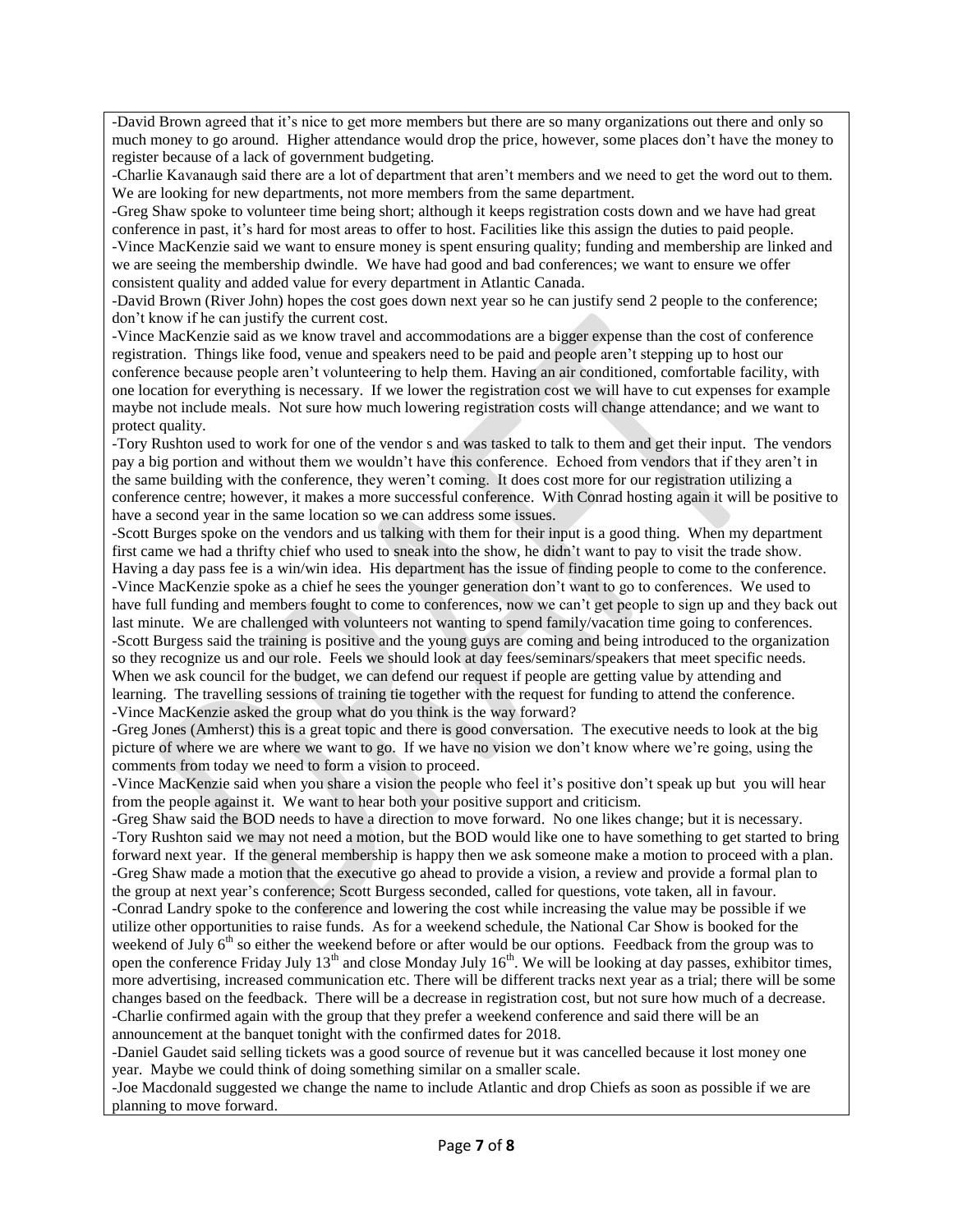-David Brown agreed that it's nice to get more members but there are so many organizations out there and only so much money to go around. Higher attendance would drop the price, however, some places don't have the money to register because of a lack of government budgeting.

-Charlie Kavanaugh said there are a lot of department that aren't members and we need to get the word out to them. We are looking for new departments, not more members from the same department.

-Greg Shaw spoke to volunteer time being short; although it keeps registration costs down and we have had great conference in past, it's hard for most areas to offer to host. Facilities like this assign the duties to paid people.

-Vince MacKenzie said we want to ensure money is spent ensuring quality; funding and membership are linked and we are seeing the membership dwindle. We have had good and bad conferences; we want to ensure we offer consistent quality and added value for every department in Atlantic Canada.

-David Brown (River John) hopes the cost goes down next year so he can justify send 2 people to the conference; don't know if he can justify the current cost.

-Vince MacKenzie said as we know travel and accommodations are a bigger expense than the cost of conference registration. Things like food, venue and speakers need to be paid and people aren't stepping up to host our conference because people aren't volunteering to help them. Having an air conditioned, comfortable facility, with one location for everything is necessary. If we lower the registration cost we will have to cut expenses for example maybe not include meals. Not sure how much lowering registration costs will change attendance; and we want to protect quality.

-Tory Rushton used to work for one of the vendor s and was tasked to talk to them and get their input. The vendors pay a big portion and without them we wouldn't have this conference. Echoed from vendors that if they aren't in the same building with the conference, they weren't coming. It does cost more for our registration utilizing a conference centre; however, it makes a more successful conference. With Conrad hosting again it will be positive to have a second year in the same location so we can address some issues.

-Scott Burges spoke on the vendors and us talking with them for their input is a good thing. When my department first came we had a thrifty chief who used to sneak into the show, he didn't want to pay to visit the trade show. Having a day pass fee is a win/win idea. His department has the issue of finding people to come to the conference.

-Vince MacKenzie spoke as a chief he sees the younger generation don't want to go to conferences. We used to have full funding and members fought to come to conferences, now we can't get people to sign up and they back out last minute. We are challenged with volunteers not wanting to spend family/vacation time going to conferences.

-Scott Burgess said the training is positive and the young guys are coming and being introduced to the organization so they recognize us and our role. Feels we should look at day fees/seminars/speakers that meet specific needs. When we ask council for the budget, we can defend our request if people are getting value by attending and learning. The travelling sessions of training tie together with the request for funding to attend the conference.

-Vince MacKenzie asked the group what do you think is the way forward?

-Greg Jones (Amherst) this is a great topic and there is good conversation. The executive needs to look at the big picture of where we are where we want to go. If we have no vision we don't know where we're going, using the comments from today we need to form a vision to proceed.

-Vince MacKenzie said when you share a vision the people who feel it's positive don't speak up but you will hear from the people against it. We want to hear both your positive support and criticism.

-Greg Shaw said the BOD needs to have a direction to move forward. No one likes change; but it is necessary.

-Tory Rushton said we may not need a motion, but the BOD would like one to have something to get started to bring forward next year. If the general membership is happy then we ask someone make a motion to proceed with a plan.

-Greg Shaw made a motion that the executive go ahead to provide a vision, a review and provide a formal plan to the group at next year's conference; Scott Burgess seconded, called for questions, vote taken, all in favour.

-Conrad Landry spoke to the conference and lowering the cost while increasing the value may be possible if we utilize other opportunities to raise funds. As for a weekend schedule, the National Car Show is booked for the weekend of July 6th so either the weekend before or after would be our options. Feedback from the group was to open the conference Friday July 13th and close Monday July 16th. We will be looking at day passes, exhibitor times, more advertising, increased communication etc. There will be different tracks next year as a trial; there will be some changes based on the feedback. There will be a decrease in registration cost, but not sure how much of a decrease.

-Charlie confirmed again with the group that they prefer a weekend conference and said there will be an announcement at the banquet tonight with the confirmed dates for 2018.

-Daniel Gaudet said selling tickets was a good source of revenue but it was cancelled because it lost money one year. Maybe we could think of doing something similar on a smaller scale.

-Joe Macdonald suggested we change the name to include Atlantic and drop Chiefs as soon as possible if we are planning to move forward.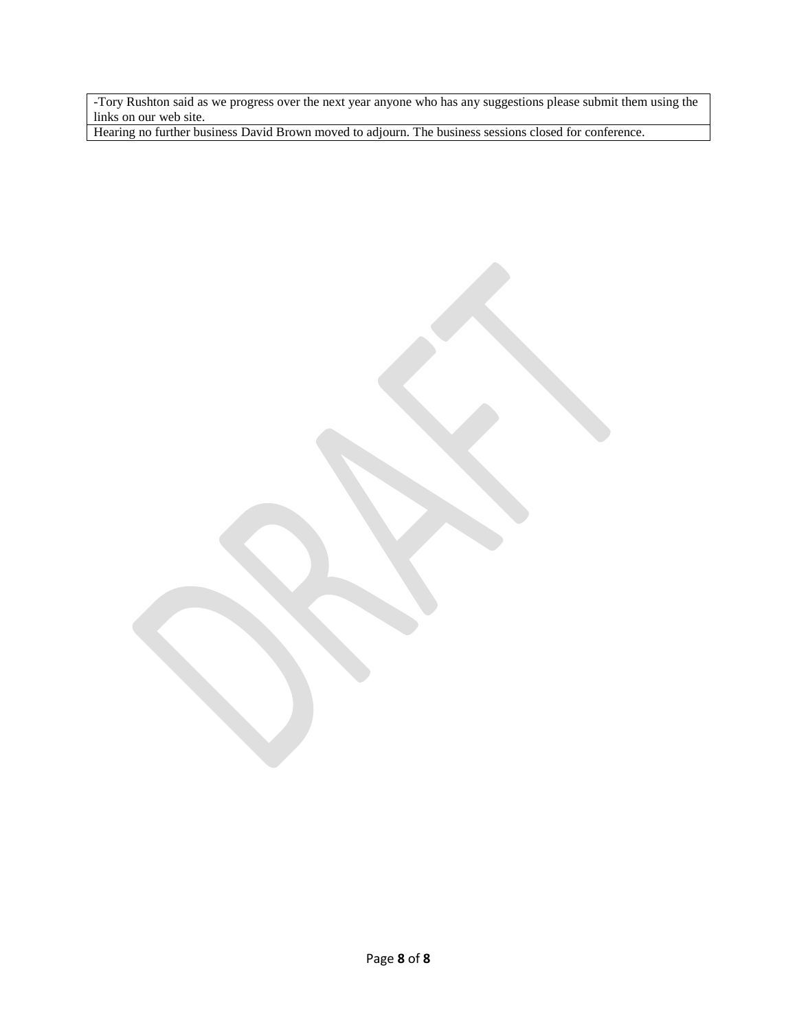| |
|---|
| -Tory Rushton said as we progress over the next year anyone who has any suggestions please submit them using the links on our web site. |
| Hearing no further business David Brown moved to adjourn. The business sessions closed for conference. |